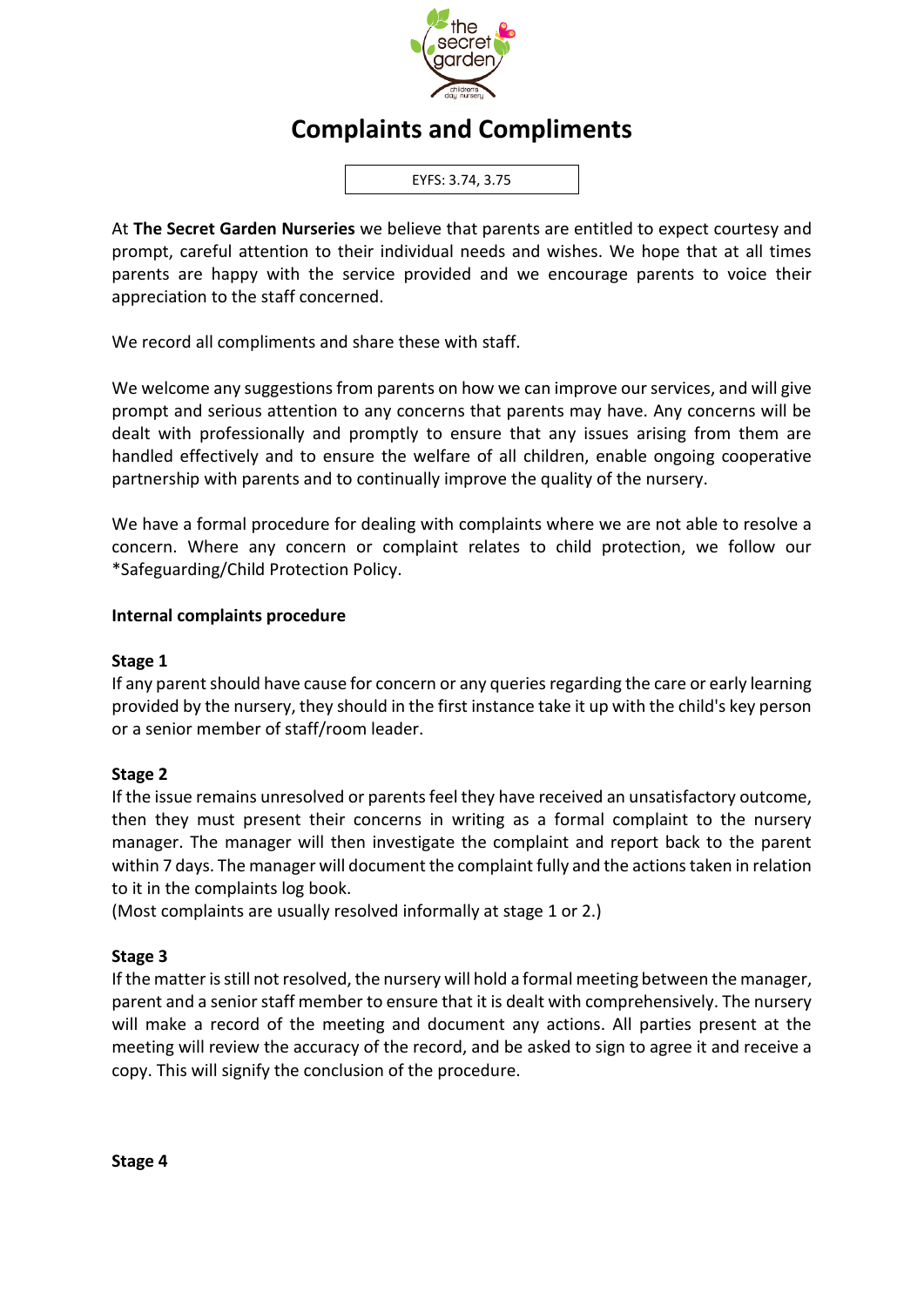# Complaints and Compliments

EYFS: 3.74, 3.75

At **The Secret Garden Nurseries** we believe that parents are entitled to expect courtesy and prompt, careful attention to their individual needs and wishes. We hope that at all times parents are happy with the service provided and we encourage parents to voice their appreciation to the staff concerned.

We record all compliments and share these with staff.

We welcome any suggestions from parents on how we can improve our services, and will give prompt and serious attention to any concerns that parents may have. Any concerns will be dealt with professionally and promptly to ensure that any issues arising from them are handled effectively and to ensure the welfare of all children, enable ongoing cooperative partnership with parents and to continually improve the quality of the nursery.

We have a formal procedure for dealing with complaints where we are not able to resolve a concern. Where any concern or complaint relates to child protection, we follow our *Safeguarding/Child Protection Policy.

**Internal complaints procedure**

**Stage 1**

If any parent should have cause for concern or any queries regarding the care or early learning provided by the nursery, they should in the first instance take it up with the child's key person or a senior member of staff/room leader.

**Stage 2**

If the issue remains unresolved or parents feel they have received an unsatisfactory outcome, then they must present their concerns in writing as a formal complaint to the nursery manager. The manager will then investigate the complaint and report back to the parent within 7 days. The manager will document the complaint fully and the actions taken in relation to it in the complaints log book.

(Most complaints are usually resolved informally at stage 1 or 2.)

**Stage 3**

If the matter is still not resolved, the nursery will hold a formal meeting between the manager, parent and a senior staff member to ensure that it is dealt with comprehensively. The nursery will make a record of the meeting and document any actions. All parties present at the meeting will review the accuracy of the record, and be asked to sign to agree it and receive a copy. This will signify the conclusion of the procedure.

**Stage 4**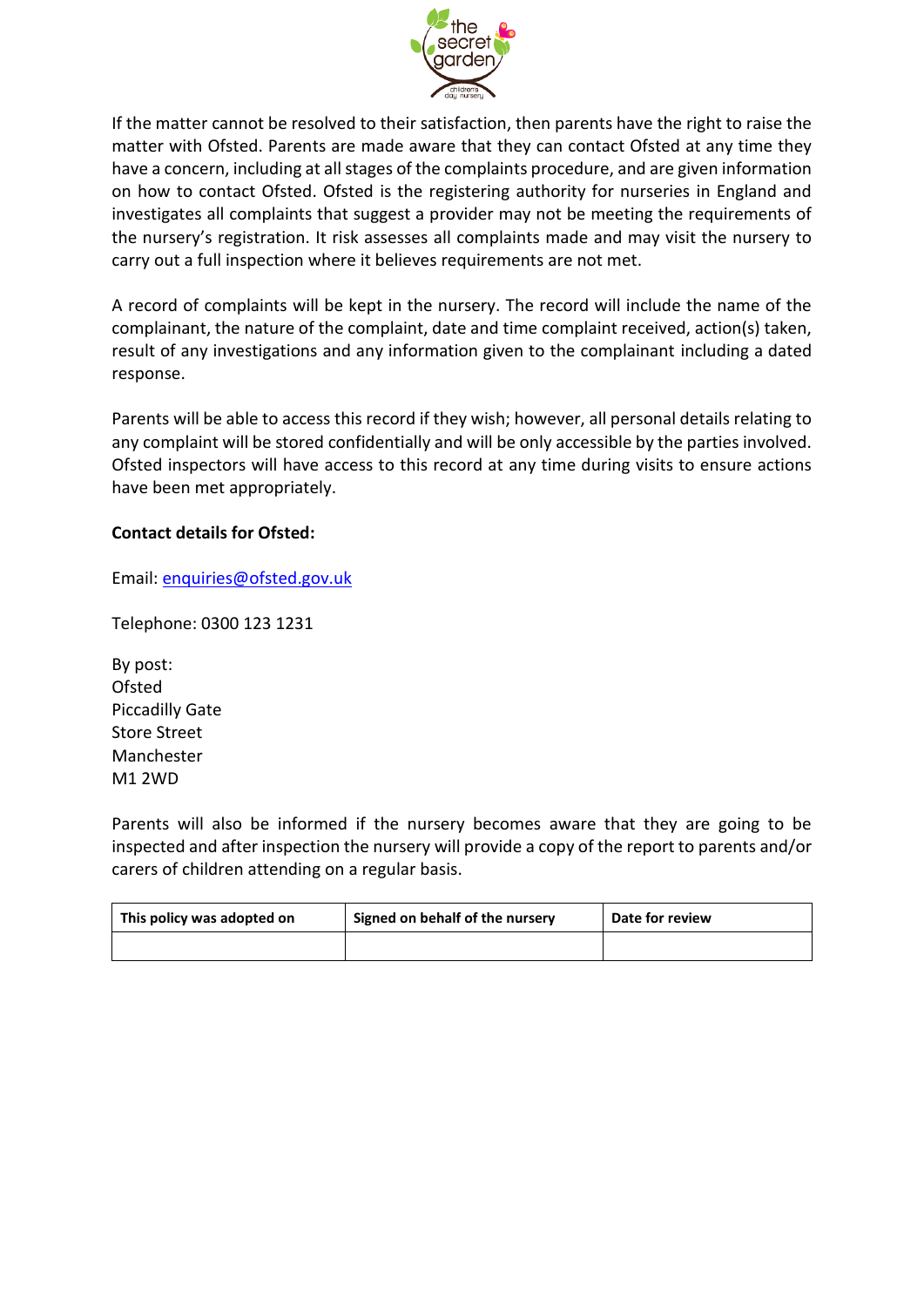If the matter cannot be resolved to their satisfaction, then parents have the right to raise the matter with Ofsted. Parents are made aware that they can contact Ofsted at any time they have a concern, including at all stages of the complaints procedure, and are given information on how to contact Ofsted. Ofsted is the registering authority for nurseries in England and investigates all complaints that suggest a provider may not be meeting the requirements of the nursery's registration. It risk assesses all complaints made and may visit the nursery to carry out a full inspection where it believes requirements are not met.

A record of complaints will be kept in the nursery. The record will include the name of the complainant, the nature of the complaint, date and time complaint received, action(s) taken, result of any investigations and any information given to the complainant including a dated response.

Parents will be able to access this record if they wish; however, all personal details relating to any complaint will be stored confidentially and will be only accessible by the parties involved. Ofsted inspectors will have access to this record at any time during visits to ensure actions have been met appropriately.

**Contact details for Ofsted:**

Email: enquiries@ofsted.gov.uk

Telephone: 0300 123 1231

By post:
Ofsted
Piccadilly Gate
Store Street
Manchester
M1 2WD

Parents will also be informed if the nursery becomes aware that they are going to be inspected and after inspection the nursery will provide a copy of the report to parents and/or carers of children attending on a regular basis.

| This policy was adopted on | Signed on behalf of the nursery | Date for review |
|---|---|---|
| | | |